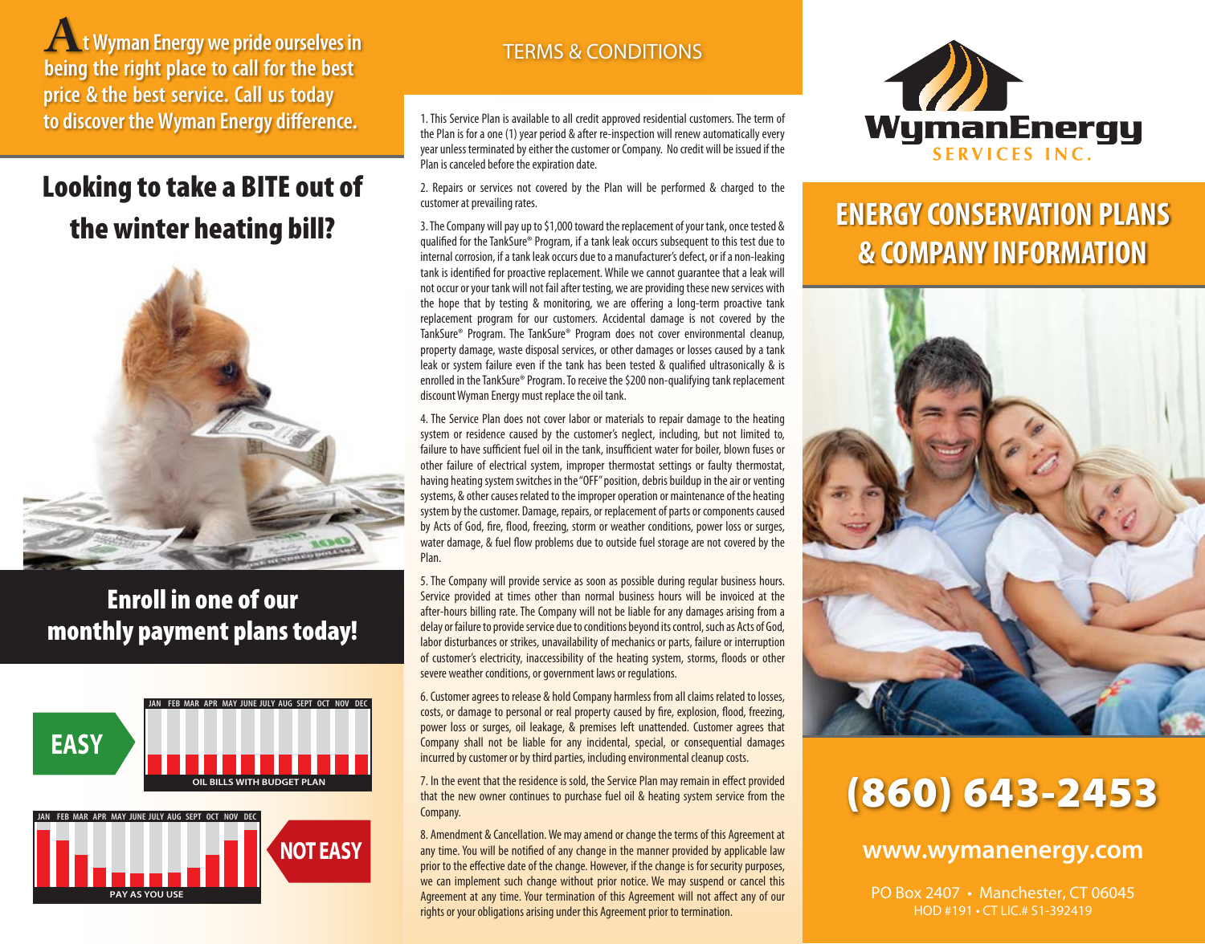**At Wyman Energy we pride ourselves in being the right place to call for the best price & the best service. Call us today to discover the Wyman Energy difference.**

## Looking to take a BITE out of the winter heating bill?

## Enroll in one of our monthly payment plans today!

**EASY**

JAN FEB MAR APR MAY JUNE JULY AUG SEPT OCT NOV DEC

OIL BILLS WITH BUDGET PLAN

JAN FEB MAR APR MAY JUNE JULY AUG SEPT OCT NOV DEC

PAY AS YOU USE

**NOT EASY**

## TERMS & CONDITIONS

1. This Service Plan is available to all credit approved residential customers. The term of the Plan is for a one (1) year period & after re-inspection will renew automatically every year unless terminated by either the customer or Company. No credit will be issued if the Plan is canceled before the expiration date.

2. Repairs or services not covered by the Plan will be performed & charged to the customer at prevailing rates.

3. The Company will pay up to $1,000 toward the replacement of your tank, once tested & qualified for the TankSure® Program, if a tank leak occurs subsequent to this test due to internal corrosion, if a tank leak occurs due to a manufacturer's defect, or if a non-leaking tank is identified for proactive replacement. While we cannot guarantee that a leak will not occur or your tank will not fail after testing, we are providing these new services with the hope that by testing & monitoring, we are offering a long-term proactive tank replacement program for our customers. Accidental damage is not covered by the TankSure® Program. The TankSure® Program does not cover environmental cleanup, property damage, waste disposal services, or other damages or losses caused by a tank leak or system failure even if the tank has been tested & qualified ultrasonically & is enrolled in the TankSure® Program. To receive the $200 non-qualifying tank replacement discount Wyman Energy must replace the oil tank.

4. The Service Plan does not cover labor or materials to repair damage to the heating system or residence caused by the customer's neglect, including, but not limited to, failure to have sufficient fuel oil in the tank, insufficient water for boiler, blown fuses or other failure of electrical system, improper thermostat settings or faulty thermostat, having heating system switches in the "OFF" position, debris buildup in the air or venting systems, & other causes related to the improper operation or maintenance of the heating system by the customer. Damage, repairs, or replacement of parts or components caused by Acts of God, fire, flood, freezing, storm or weather conditions, power loss or surges, water damage, & fuel flow problems due to outside fuel storage are not covered by the Plan.

5. The Company will provide service as soon as possible during regular business hours. Service provided at times other than normal business hours will be invoiced at the after-hours billing rate. The Company will not be liable for any damages arising from a delay or failure to provide service due to conditions beyond its control, such as Acts of God, labor disturbances or strikes, unavailability of mechanics or parts, failure or interruption of customer's electricity, inaccessibility of the heating system, storms, floods or other severe weather conditions, or government laws or regulations.

6. Customer agrees to release & hold Company harmless from all claims related to losses, costs, or damage to personal or real property caused by fire, explosion, flood, freezing, power loss or surges, oil leakage, & premises left unattended. Customer agrees that Company shall not be liable for any incidental, special, or consequential damages incurred by customer or by third parties, including environmental cleanup costs.

7. In the event that the residence is sold, the Service Plan may remain in effect provided that the new owner continues to purchase fuel oil & heating system service from the Company.

8. Amendment & Cancellation. We may amend or change the terms of this Agreement at any time. You will be notified of any change in the manner provided by applicable law prior to the effective date of the change. However, if the change is for security purposes, we can implement such change without prior notice. We may suspend or cancel this Agreement at any time. Your termination of this Agreement will not affect any of our rights or your obligations arising under this Agreement prior to termination.

**WymanEnergy**
SERVICES INC.

# ENERGY CONSERVATION PLANS & COMPANY INFORMATION

## (860) 643-2453

**www.wymanenergy.com**

PO Box 2407 • Manchester, CT 06045
HOD #191 • CT LIC.# S1-392419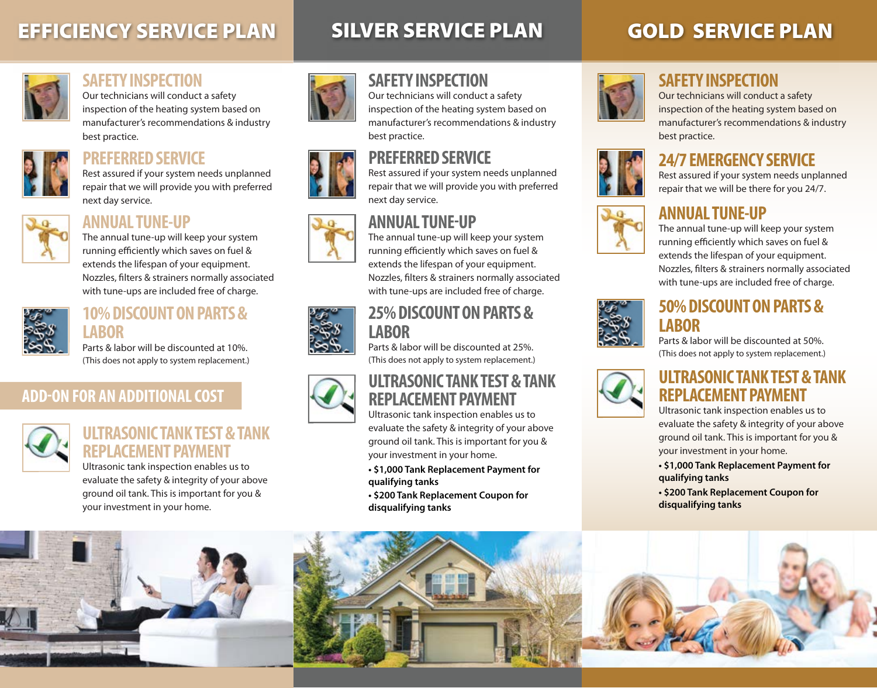## EFFICIENCY SERVICE PLAN

### SAFETY INSPECTION
Our technicians will conduct a safety inspection of the heating system based on manufacturer's recommendations & industry best practice.

### PREFERRED SERVICE
Rest assured if your system needs unplanned repair that we will provide you with preferred next day service.

### ANNUAL TUNE-UP
The annual tune-up will keep your system running efficiently which saves on fuel & extends the lifespan of your equipment. Nozzles, filters & strainers normally associated with tune-ups are included free of charge.

### 10% DISCOUNT ON PARTS & LABOR
Parts & labor will be discounted at 10%. (This does not apply to system replacement.)

### ADD-ON FOR AN ADDITIONAL COST

### ULTRASONIC TANK TEST & TANK REPLACEMENT PAYMENT
Ultrasonic tank inspection enables us to evaluate the safety & integrity of your above ground oil tank. This is important for you & your investment in your home.

## SILVER SERVICE PLAN

### SAFETY INSPECTION
Our technicians will conduct a safety inspection of the heating system based on manufacturer's recommendations & industry best practice.

### PREFERRED SERVICE
Rest assured if your system needs unplanned repair that we will provide you with preferred next day service.

### ANNUAL TUNE-UP
The annual tune-up will keep your system running efficiently which saves on fuel & extends the lifespan of your equipment. Nozzles, filters & strainers normally associated with tune-ups are included free of charge.

### 25% DISCOUNT ON PARTS & LABOR
Parts & labor will be discounted at 25%. (This does not apply to system replacement.)

### ULTRASONIC TANK TEST & TANK REPLACEMENT PAYMENT
Ultrasonic tank inspection enables us to evaluate the safety & integrity of your above ground oil tank. This is important for you & your investment in your home.

- **$1,000 Tank Replacement Payment for qualifying tanks**
- **$200 Tank Replacement Coupon for disqualifying tanks**

## GOLD SERVICE PLAN

### SAFETY INSPECTION
Our technicians will conduct a safety inspection of the heating system based on manufacturer's recommendations & industry best practice.

### 24/7 EMERGENCY SERVICE
Rest assured if your system needs unplanned repair that we will be there for you 24/7.

### ANNUAL TUNE-UP
The annual tune-up will keep your system running efficiently which saves on fuel & extends the lifespan of your equipment. Nozzles, filters & strainers normally associated with tune-ups are included free of charge.

### 50% DISCOUNT ON PARTS & LABOR
Parts & labor will be discounted at 50%. (This does not apply to system replacement.)

### ULTRASONIC TANK TEST & TANK REPLACEMENT PAYMENT
Ultrasonic tank inspection enables us to evaluate the safety & integrity of your above ground oil tank. This is important for you & your investment in your home.

- **$1,000 Tank Replacement Payment for qualifying tanks**
- **$200 Tank Replacement Coupon for disqualifying tanks**